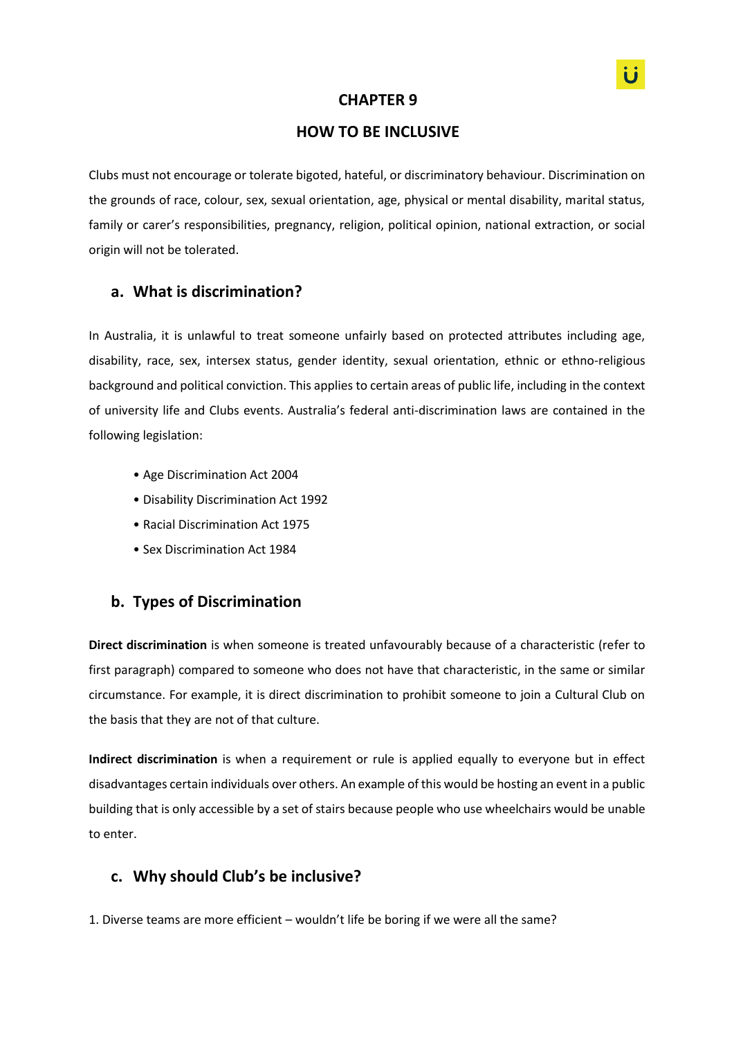# CHAPTER 9

# HOW TO BE INCLUSIVE

Clubs must not encourage or tolerate bigoted, hateful, or discriminatory behaviour. Discrimination on the grounds of race, colour, sex, sexual orientation, age, physical or mental disability, marital status, family or carer's responsibilities, pregnancy, religion, political opinion, national extraction, or social origin will not be tolerated.

## a. What is discrimination?

In Australia, it is unlawful to treat someone unfairly based on protected attributes including age, disability, race, sex, intersex status, gender identity, sexual orientation, ethnic or ethno-religious background and political conviction. This applies to certain areas of public life, including in the context of university life and Clubs events. Australia's federal anti-discrimination laws are contained in the following legislation:

- Age Discrimination Act 2004
- Disability Discrimination Act 1992
- Racial Discrimination Act 1975
- Sex Discrimination Act 1984

## b. Types of Discrimination

**Direct discrimination** is when someone is treated unfavourably because of a characteristic (refer to first paragraph) compared to someone who does not have that characteristic, in the same or similar circumstance. For example, it is direct discrimination to prohibit someone to join a Cultural Club on the basis that they are not of that culture.

**Indirect discrimination** is when a requirement or rule is applied equally to everyone but in effect disadvantages certain individuals over others. An example of this would be hosting an event in a public building that is only accessible by a set of stairs because people who use wheelchairs would be unable to enter.

## c. Why should Club's be inclusive?

1. Diverse teams are more efficient – wouldn't life be boring if we were all the same?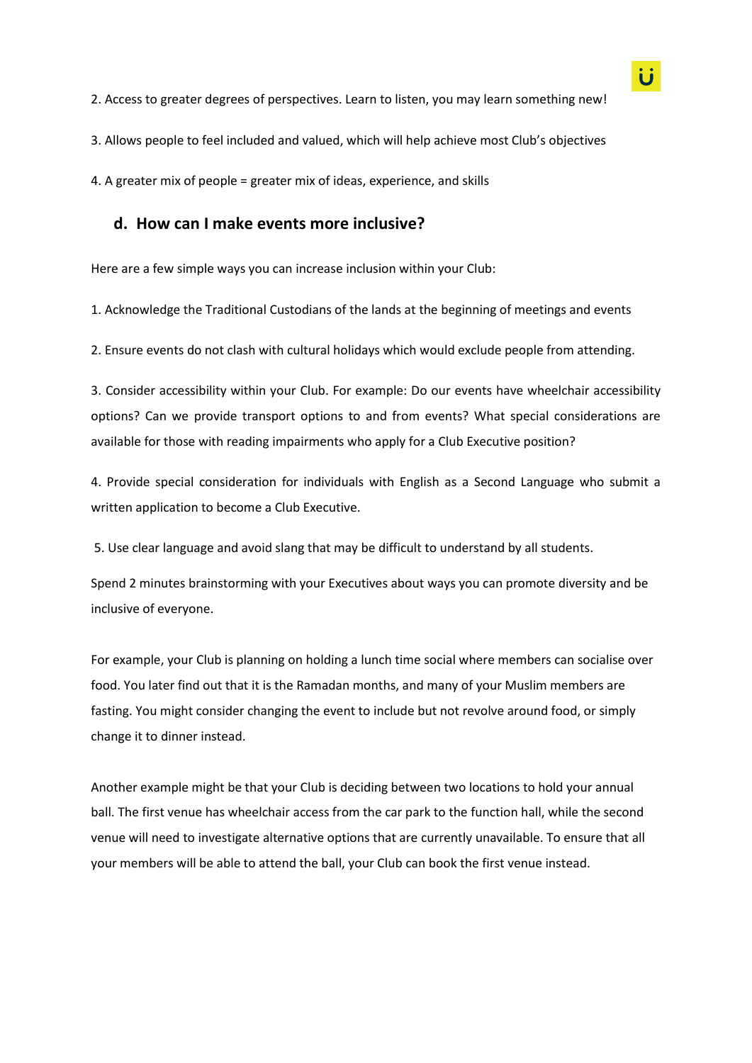2. Access to greater degrees of perspectives. Learn to listen, you may learn something new!

3. Allows people to feel included and valued, which will help achieve most Club's objectives

4. A greater mix of people = greater mix of ideas, experience, and skills

### d. How can I make events more inclusive?

Here are a few simple ways you can increase inclusion within your Club:

1. Acknowledge the Traditional Custodians of the lands at the beginning of meetings and events

2. Ensure events do not clash with cultural holidays which would exclude people from attending.

3. Consider accessibility within your Club. For example: Do our events have wheelchair accessibility options? Can we provide transport options to and from events? What special considerations are available for those with reading impairments who apply for a Club Executive position?

4. Provide special consideration for individuals with English as a Second Language who submit a written application to become a Club Executive.

5. Use clear language and avoid slang that may be difficult to understand by all students.

Spend 2 minutes brainstorming with your Executives about ways you can promote diversity and be inclusive of everyone.

For example, your Club is planning on holding a lunch time social where members can socialise over food. You later find out that it is the Ramadan months, and many of your Muslim members are fasting. You might consider changing the event to include but not revolve around food, or simply change it to dinner instead.

Another example might be that your Club is deciding between two locations to hold your annual ball. The first venue has wheelchair access from the car park to the function hall, while the second venue will need to investigate alternative options that are currently unavailable. To ensure that all your members will be able to attend the ball, your Club can book the first venue instead.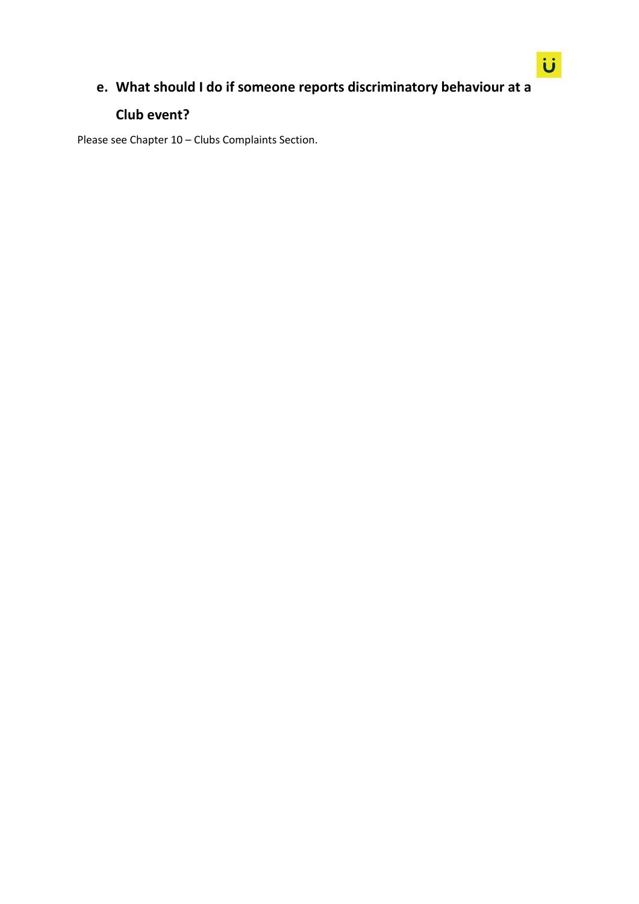### e. What should I do if someone reports discriminatory behaviour at a Club event?

Please see Chapter 10 – Clubs Complaints Section.